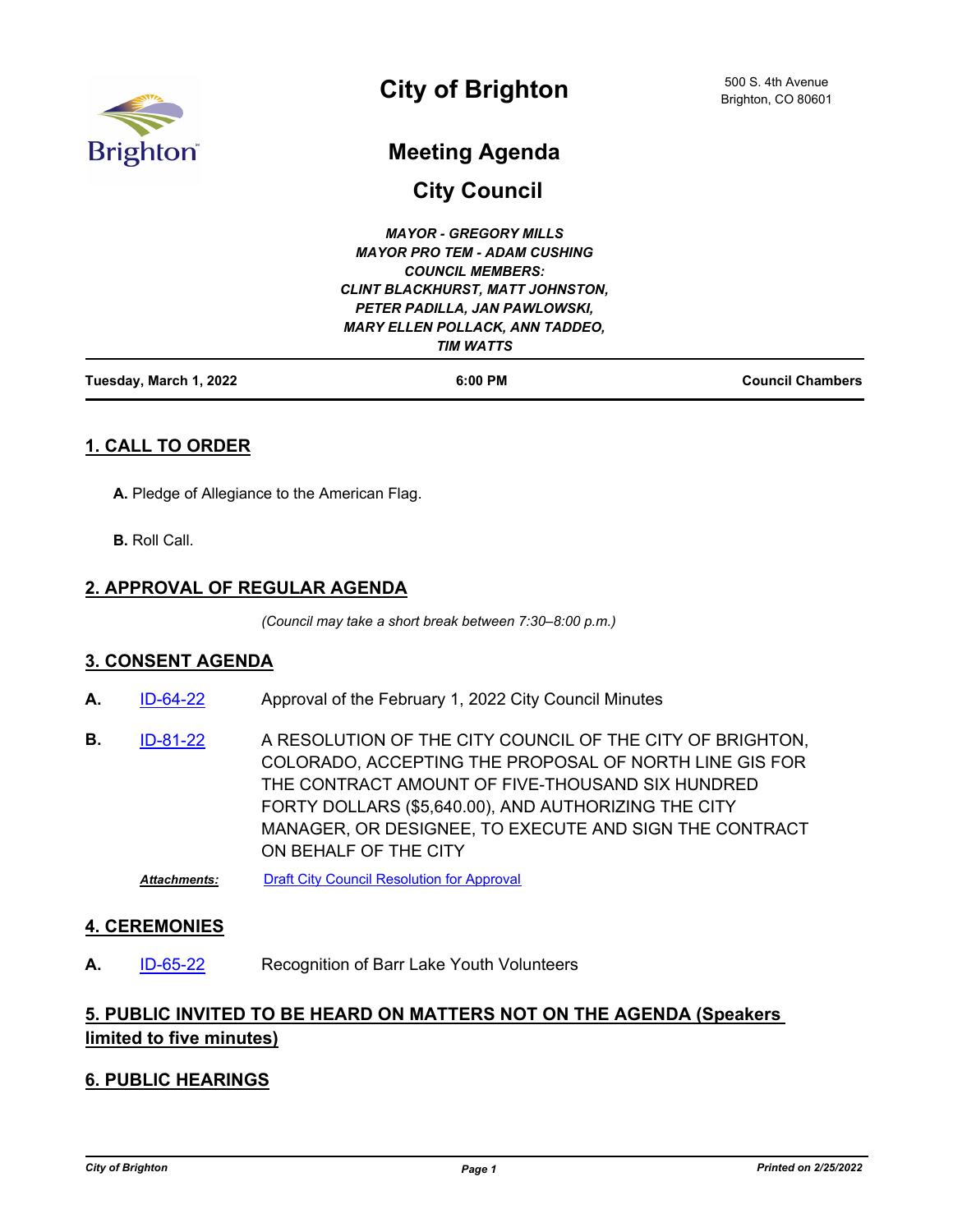# City of Brighton

500 S. 4th Avenue
Brighton, CO 80601

## Meeting Agenda

## City Council

***MAYOR - GREGORY MILLS***
***MAYOR PRO TEM - ADAM CUSHING***
***COUNCIL MEMBERS:***
***CLINT BLACKHURST, MATT JOHNSTON, PETER PADILLA, JAN PAWLOWSKI, MARY ELLEN POLLACK, ANN TADDEO, TIM WATTS***

**Tuesday, March 1, 2022** | **6:00 PM** | **Council Chambers**

---

### 1. CALL TO ORDER

**A.** Pledge of Allegiance to the American Flag.

**B.** Roll Call.

### 2. APPROVAL OF REGULAR AGENDA

*(Council may take a short break between 7:30–8:00 p.m.)*

### 3. CONSENT AGENDA

**A.** ID-64-22 Approval of the February 1, 2022 City Council Minutes

**B.** ID-81-22 A RESOLUTION OF THE CITY COUNCIL OF THE CITY OF BRIGHTON, COLORADO, ACCEPTING THE PROPOSAL OF NORTH LINE GIS FOR THE CONTRACT AMOUNT OF FIVE-THOUSAND SIX HUNDRED FORTY DOLLARS ($5,640.00), AND AUTHORIZING THE CITY MANAGER, OR DESIGNEE, TO EXECUTE AND SIGN THE CONTRACT ON BEHALF OF THE CITY

***Attachments:*** Draft City Council Resolution for Approval

### 4. CEREMONIES

**A.** ID-65-22 Recognition of Barr Lake Youth Volunteers

### 5. PUBLIC INVITED TO BE HEARD ON MATTERS NOT ON THE AGENDA (Speakers limited to five minutes)

### 6. PUBLIC HEARINGS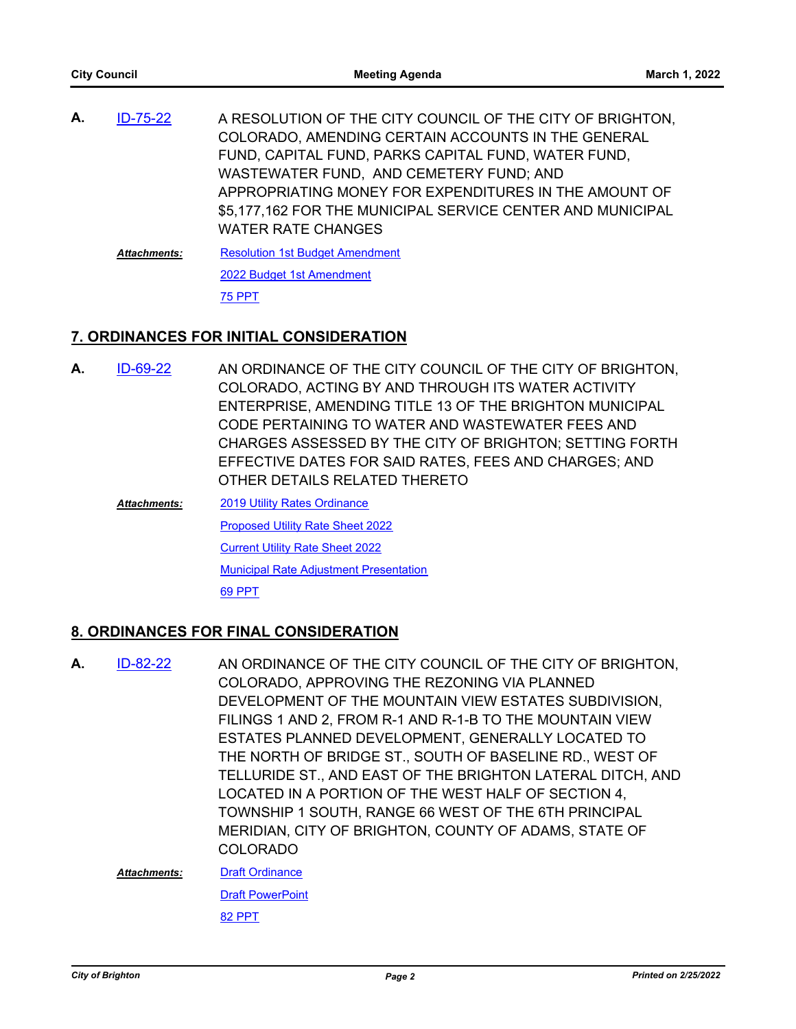**A.** ID-75-22 A RESOLUTION OF THE CITY COUNCIL OF THE CITY OF BRIGHTON, COLORADO, AMENDING CERTAIN ACCOUNTS IN THE GENERAL FUND, CAPITAL FUND, PARKS CAPITAL FUND, WATER FUND, WASTEWATER FUND, AND CEMETERY FUND; AND APPROPRIATING MONEY FOR EXPENDITURES IN THE AMOUNT OF $5,177,162 FOR THE MUNICIPAL SERVICE CENTER AND MUNICIPAL WATER RATE CHANGES

***Attachments:*** Resolution 1st Budget Amendment
2022 Budget 1st Amendment
75 PPT

## 7. ORDINANCES FOR INITIAL CONSIDERATION

**A.** ID-69-22 AN ORDINANCE OF THE CITY COUNCIL OF THE CITY OF BRIGHTON, COLORADO, ACTING BY AND THROUGH ITS WATER ACTIVITY ENTERPRISE, AMENDING TITLE 13 OF THE BRIGHTON MUNICIPAL CODE PERTAINING TO WATER AND WASTEWATER FEES AND CHARGES ASSESSED BY THE CITY OF BRIGHTON; SETTING FORTH EFFECTIVE DATES FOR SAID RATES, FEES AND CHARGES; AND OTHER DETAILS RELATED THERETO

***Attachments:*** 2019 Utility Rates Ordinance
Proposed Utility Rate Sheet 2022
Current Utility Rate Sheet 2022
Municipal Rate Adjustment Presentation
69 PPT

## 8. ORDINANCES FOR FINAL CONSIDERATION

**A.** ID-82-22 AN ORDINANCE OF THE CITY COUNCIL OF THE CITY OF BRIGHTON, COLORADO, APPROVING THE REZONING VIA PLANNED DEVELOPMENT OF THE MOUNTAIN VIEW ESTATES SUBDIVISION, FILINGS 1 AND 2, FROM R-1 AND R-1-B TO THE MOUNTAIN VIEW ESTATES PLANNED DEVELOPMENT, GENERALLY LOCATED TO THE NORTH OF BRIDGE ST., SOUTH OF BASELINE RD., WEST OF TELLURIDE ST., AND EAST OF THE BRIGHTON LATERAL DITCH, AND LOCATED IN A PORTION OF THE WEST HALF OF SECTION 4, TOWNSHIP 1 SOUTH, RANGE 66 WEST OF THE 6TH PRINCIPAL MERIDIAN, CITY OF BRIGHTON, COUNTY OF ADAMS, STATE OF COLORADO

***Attachments:*** Draft Ordinance
Draft PowerPoint
82 PPT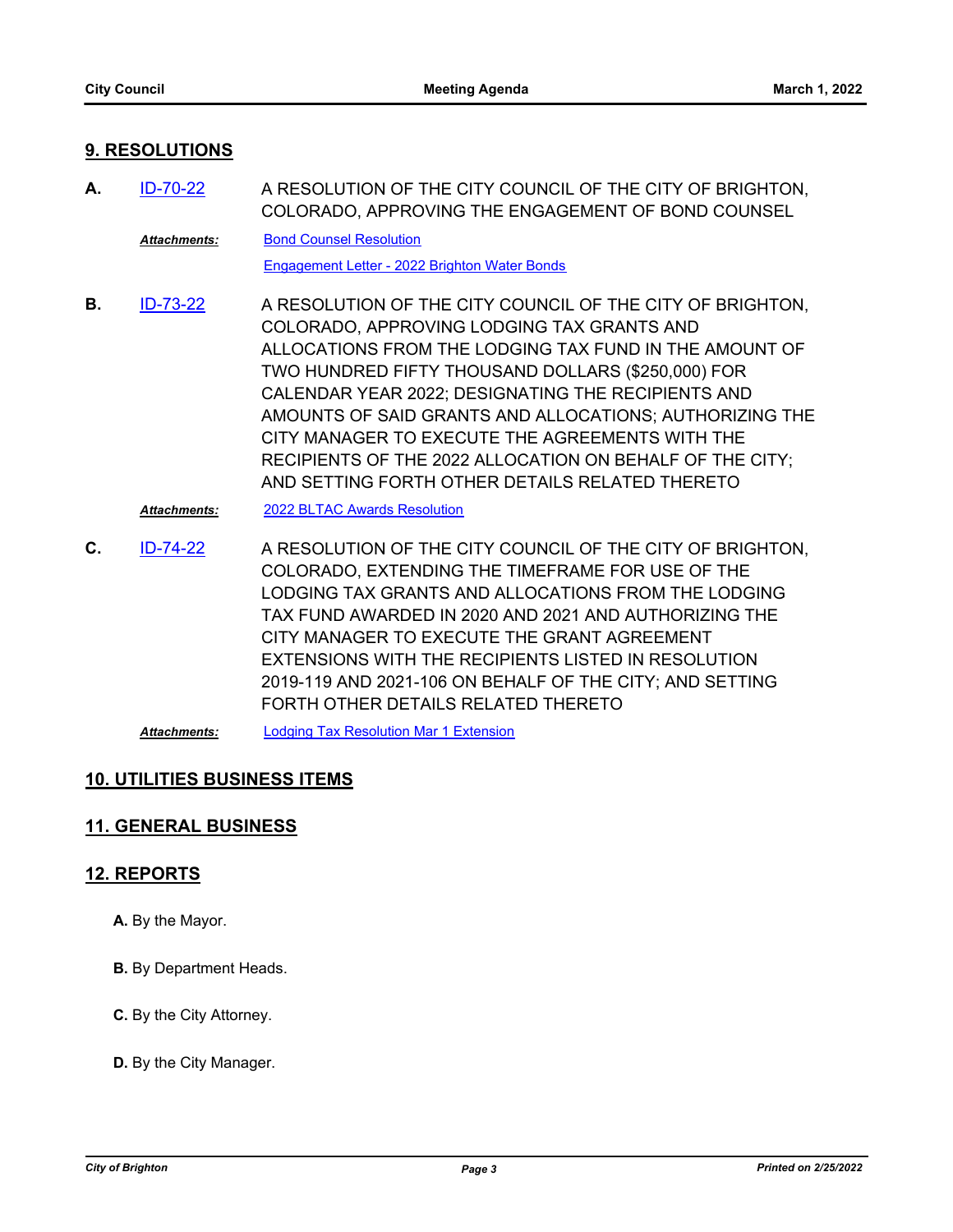## 9. RESOLUTIONS

**A.** ID-70-22 — A RESOLUTION OF THE CITY COUNCIL OF THE CITY OF BRIGHTON, COLORADO, APPROVING THE ENGAGEMENT OF BOND COUNSEL

*Attachments:* Bond Counsel Resolution
Engagement Letter - 2022 Brighton Water Bonds

**B.** ID-73-22 — A RESOLUTION OF THE CITY COUNCIL OF THE CITY OF BRIGHTON, COLORADO, APPROVING LODGING TAX GRANTS AND ALLOCATIONS FROM THE LODGING TAX FUND IN THE AMOUNT OF TWO HUNDRED FIFTY THOUSAND DOLLARS ($250,000) FOR CALENDAR YEAR 2022; DESIGNATING THE RECIPIENTS AND AMOUNTS OF SAID GRANTS AND ALLOCATIONS; AUTHORIZING THE CITY MANAGER TO EXECUTE THE AGREEMENTS WITH THE RECIPIENTS OF THE 2022 ALLOCATION ON BEHALF OF THE CITY; AND SETTING FORTH OTHER DETAILS RELATED THERETO

*Attachments:* 2022 BLTAC Awards Resolution

**C.** ID-74-22 — A RESOLUTION OF THE CITY COUNCIL OF THE CITY OF BRIGHTON, COLORADO, EXTENDING THE TIMEFRAME FOR USE OF THE LODGING TAX GRANTS AND ALLOCATIONS FROM THE LODGING TAX FUND AWARDED IN 2020 AND 2021 AND AUTHORIZING THE CITY MANAGER TO EXECUTE THE GRANT AGREEMENT EXTENSIONS WITH THE RECIPIENTS LISTED IN RESOLUTION 2019-119 AND 2021-106 ON BEHALF OF THE CITY; AND SETTING FORTH OTHER DETAILS RELATED THERETO

*Attachments:* Lodging Tax Resolution Mar 1 Extension

## 10. UTILITIES BUSINESS ITEMS

## 11. GENERAL BUSINESS

## 12. REPORTS

**A.** By the Mayor.

**B.** By Department Heads.

**C.** By the City Attorney.

**D.** By the City Manager.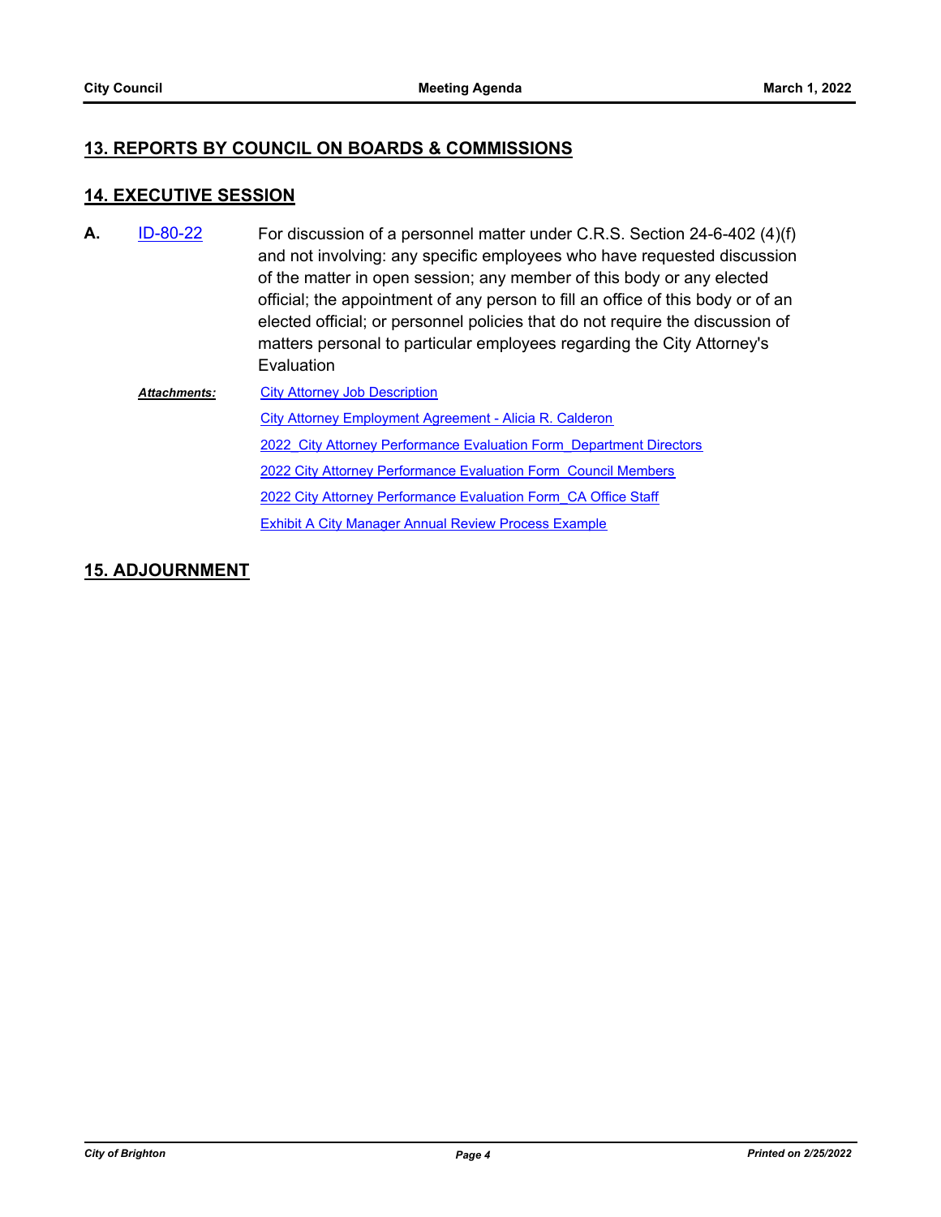## 13. REPORTS BY COUNCIL ON BOARDS & COMMISSIONS

## 14. EXECUTIVE SESSION

**A.** ID-80-22

For discussion of a personnel matter under C.R.S. Section 24-6-402 (4)(f) and not involving: any specific employees who have requested discussion of the matter in open session; any member of this body or any elected official; the appointment of any person to fill an office of this body or of an elected official; or personnel policies that do not require the discussion of matters personal to particular employees regarding the City Attorney's Evaluation

***Attachments:***

- City Attorney Job Description
- City Attorney Employment Agreement - Alicia R. Calderon
- 2022_City Attorney Performance Evaluation Form_Department Directors
- 2022 City Attorney Performance Evaluation Form_Council Members
- 2022 City Attorney Performance Evaluation Form_CA Office Staff
- Exhibit A City Manager Annual Review Process Example

## 15. ADJOURNMENT